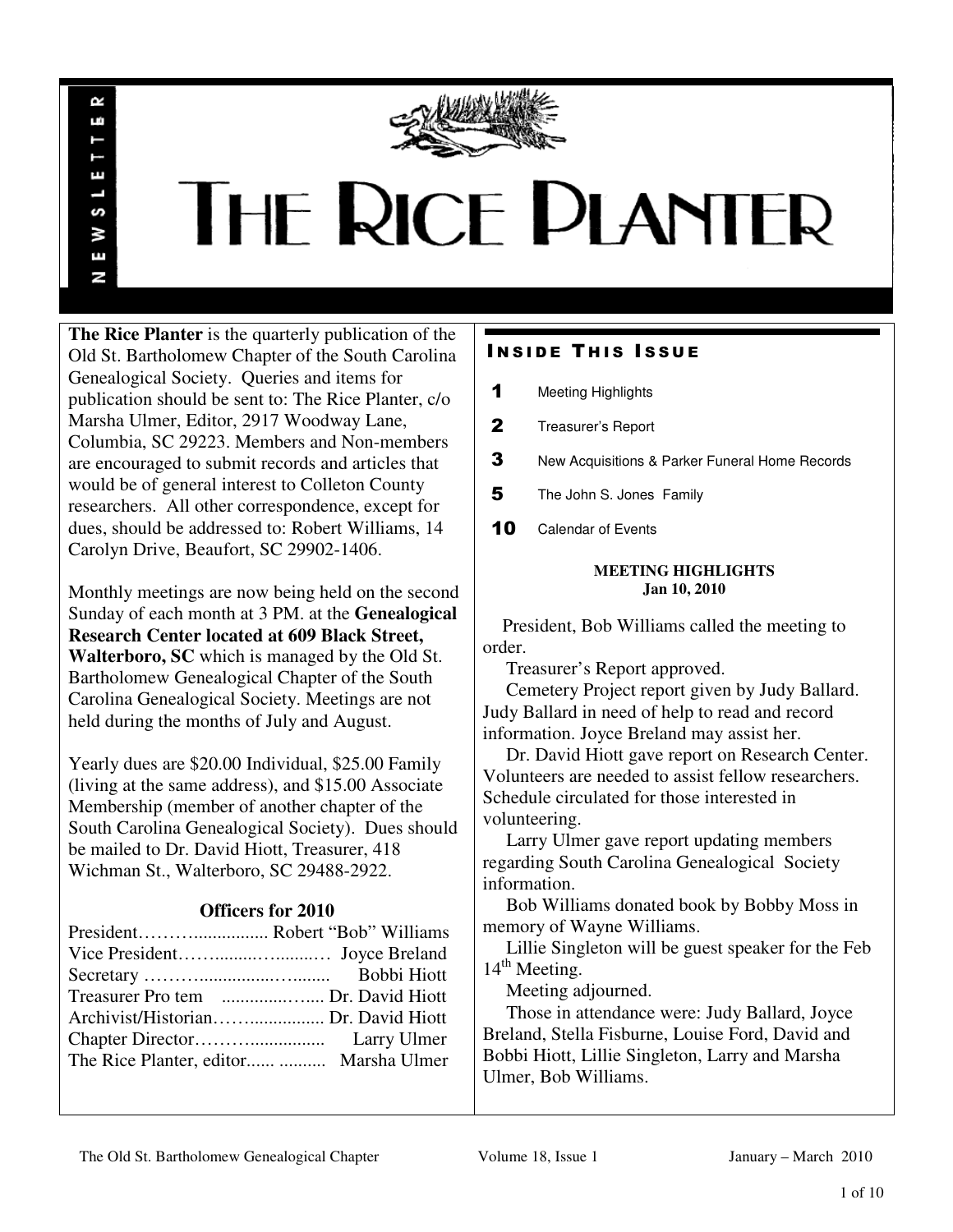# THE RICE PLANTER

NEWSLETTER

**The Rice Planter** is the quarterly publication of the Old St. Bartholomew Chapter of the South Carolina Genealogical Society. Queries and items for publication should be sent to: The Rice Planter, c/o Marsha Ulmer, Editor, 2917 Woodway Lane, Columbia, SC 29223. Members and Non-members are encouraged to submit records and articles that would be of general interest to Colleton County researchers. All other correspondence, except for dues, should be addressed to: Robert Williams, 14 Carolyn Drive, Beaufort, SC 29902-1406.

Monthly meetings are now being held on the second Sunday of each month at 3 PM. at the **Genealogical Research Center located at 609 Black Street, Walterboro, SC** which is managed by the Old St. Bartholomew Genealogical Chapter of the South Carolina Genealogical Society. Meetings are not held during the months of July and August.

Yearly dues are $20.00 Individual, $25.00 Family (living at the same address), and $15.00 Associate Membership (member of another chapter of the South Carolina Genealogical Society). Dues should be mailed to Dr. David Hiott, Treasurer, 418 Wichman St., Walterboro, SC 29488-2922.

### Officers for 2010

President………................ Robert "Bob" Williams
Vice President…….........…........… Joyce Breland
Secretary ………................…......... Bobbi Hiott
Treasurer Pro tem ..............…..... Dr. David Hiott
Archivist/Historian…….................. Dr. David Hiott
Chapter Director……….................. Larry Ulmer
The Rice Planter, editor...... .......... Marsha Ulmer

## INSIDE THIS ISSUE

| | |
|---|---|
| 1 | Meeting Highlights |
| 2 | Treasurer's Report |
| 3 | New Acquisitions & Parker Funeral Home Records |
| 5 | The John S. Jones Family |
| 10 | Calendar of Events |

### MEETING HIGHLIGHTS
**Jan 10, 2010**

President, Bob Williams called the meeting to order.

Treasurer's Report approved.

Cemetery Project report given by Judy Ballard. Judy Ballard in need of help to read and record information. Joyce Breland may assist her.

Dr. David Hiott gave report on Research Center. Volunteers are needed to assist fellow researchers. Schedule circulated for those interested in volunteering.

Larry Ulmer gave report updating members regarding South Carolina Genealogical Society information.

Bob Williams donated book by Bobby Moss in memory of Wayne Williams.

Lillie Singleton will be guest speaker for the Feb 14th Meeting.

Meeting adjourned.

Those in attendance were: Judy Ballard, Joyce Breland, Stella Fisburne, Louise Ford, David and Bobbi Hiott, Lillie Singleton, Larry and Marsha Ulmer, Bob Williams.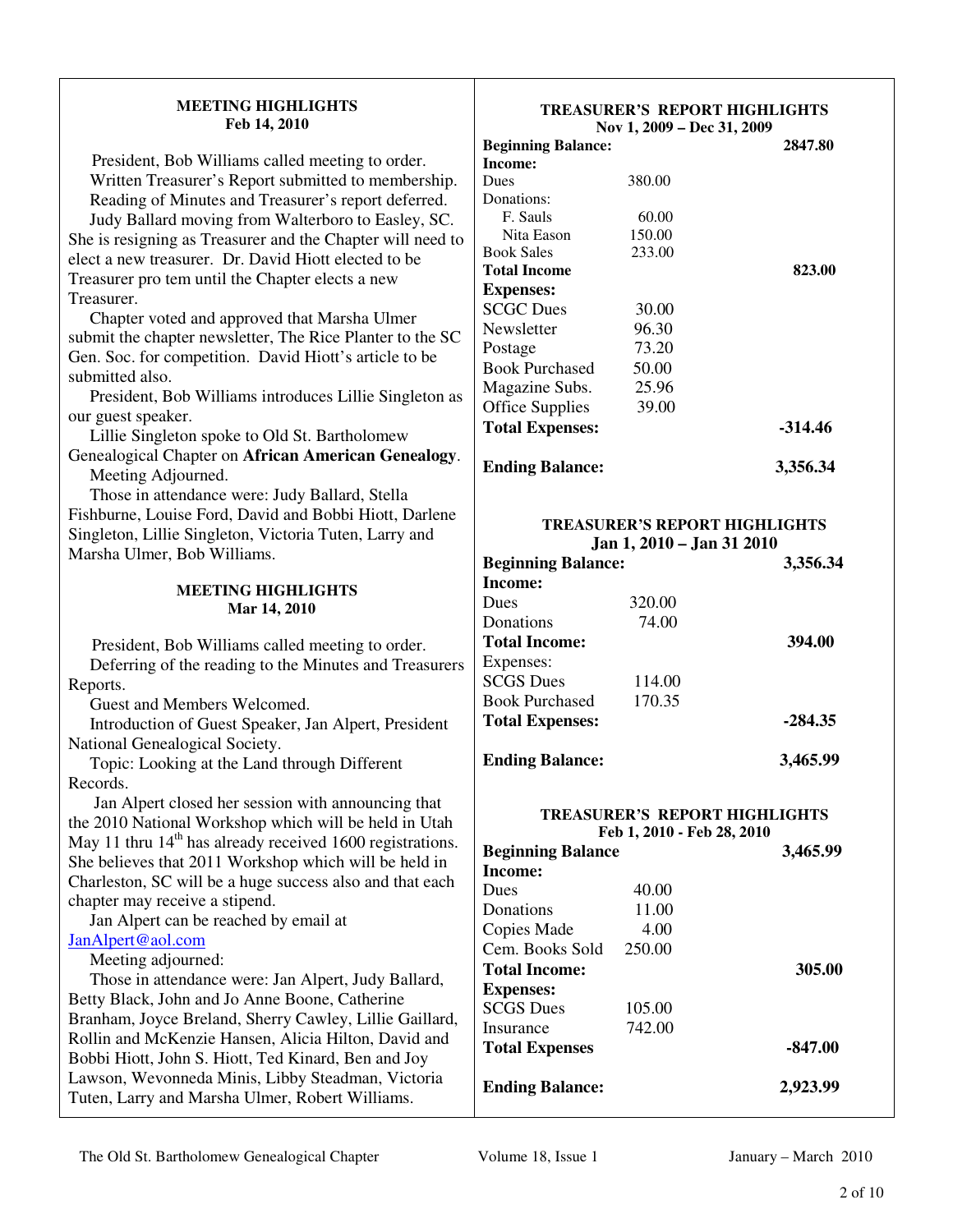## MEETING HIGHLIGHTS
### Feb 14, 2010

President, Bob Williams called meeting to order.

Written Treasurer's Report submitted to membership.

Reading of Minutes and Treasurer's report deferred.

Judy Ballard moving from Walterboro to Easley, SC. She is resigning as Treasurer and the Chapter will need to elect a new treasurer. Dr. David Hiott elected to be Treasurer pro tem until the Chapter elects a new Treasurer.

Chapter voted and approved that Marsha Ulmer submit the chapter newsletter, The Rice Planter to the SC Gen. Soc. for competition. David Hiott's article to be submitted also.

President, Bob Williams introduces Lillie Singleton as our guest speaker.

Lillie Singleton spoke to Old St. Bartholomew Genealogical Chapter on **African American Genealogy**.

Meeting Adjourned.

Those in attendance were: Judy Ballard, Stella Fishburne, Louise Ford, David and Bobbi Hiott, Darlene Singleton, Lillie Singleton, Victoria Tuten, Larry and Marsha Ulmer, Bob Williams.

## MEETING HIGHLIGHTS
### Mar 14, 2010

President, Bob Williams called meeting to order.

Deferring of the reading to the Minutes and Treasurers Reports.

Guest and Members Welcomed.

Introduction of Guest Speaker, Jan Alpert, President National Genealogical Society.

Topic: Looking at the Land through Different Records.

Jan Alpert closed her session with announcing that the 2010 National Workshop which will be held in Utah May 11 thru 14th has already received 1600 registrations. She believes that 2011 Workshop which will be held in Charleston, SC will be a huge success also and that each chapter may receive a stipend.

Jan Alpert can be reached by email at JanAlpert@aol.com

Meeting adjourned:

Those in attendance were: Jan Alpert, Judy Ballard, Betty Black, John and Jo Anne Boone, Catherine Branham, Joyce Breland, Sherry Cawley, Lillie Gaillard, Rollin and McKenzie Hansen, Alicia Hilton, David and Bobbi Hiott, John S. Hiott, Ted Kinard, Ben and Joy Lawson, Wevonneda Minis, Libby Steadman, Victoria Tuten, Larry and Marsha Ulmer, Robert Williams.

## TREASURER'S REPORT HIGHLIGHTS
### Nov 1, 2009 – Dec 31, 2009

| | | |
|---|---|---|
| **Beginning Balance:** | | **2847.80** |
| **Income:** | | |
| Dues | 380.00 | |
| Donations: | | |
| F. Sauls | 60.00 | |
| Nita Eason | 150.00 | |
| Book Sales | 233.00 | |
| **Total Income** | | **823.00** |
| **Expenses:** | | |
| SCGC Dues | 30.00 | |
| Newsletter | 96.30 | |
| Postage | 73.20 | |
| Book Purchased | 50.00 | |
| Magazine Subs. | 25.96 | |
| Office Supplies | 39.00 | |
| **Total Expenses:** | | **-314.46** |
| **Ending Balance:** | | **3,356.34** |

## TREASURER'S REPORT HIGHLIGHTS
### Jan 1, 2010 – Jan 31 2010

| | | |
|---|---|---|
| **Beginning Balance:** | | **3,356.34** |
| **Income:** | | |
| Dues | 320.00 | |
| Donations | 74.00 | |
| **Total Income:** | | **394.00** |
| Expenses: | | |
| SCGS Dues | 114.00 | |
| Book Purchased | 170.35 | |
| **Total Expenses:** | | **-284.35** |
| **Ending Balance:** | | **3,465.99** |

## TREASURER'S REPORT HIGHLIGHTS
### Feb 1, 2010 - Feb 28, 2010

| | | |
|---|---|---|
| **Beginning Balance** | | **3,465.99** |
| **Income:** | | |
| Dues | 40.00 | |
| Donations | 11.00 | |
| Copies Made | 4.00 | |
| Cem. Books Sold | 250.00 | |
| **Total Income:** | | **305.00** |
| **Expenses:** | | |
| SCGS Dues | 105.00 | |
| Insurance | 742.00 | |
| **Total Expenses** | | **-847.00** |
| **Ending Balance:** | | **2,923.99** |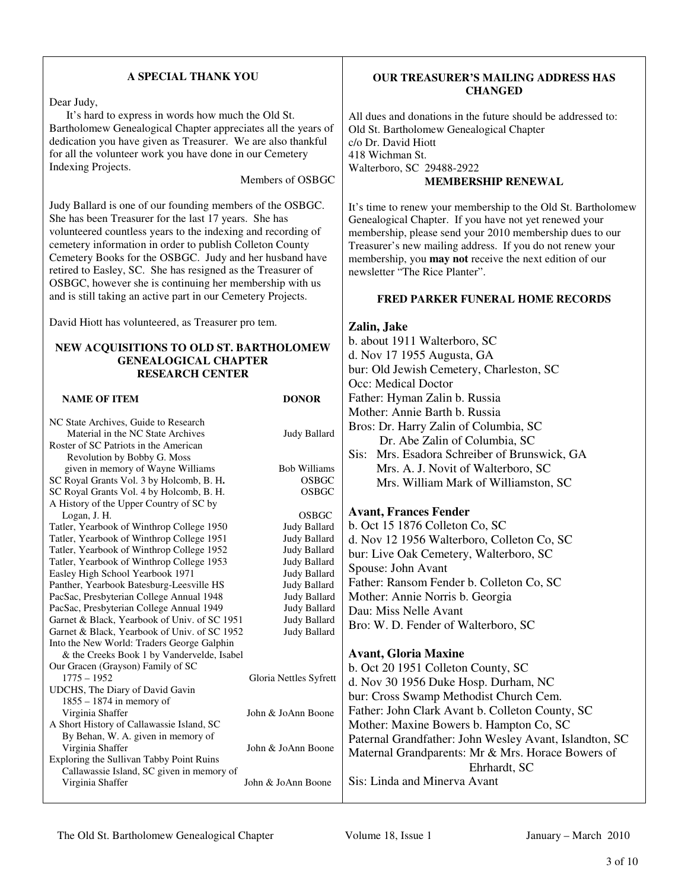### A SPECIAL THANK YOU

Dear Judy,

It's hard to express in words how much the Old St. Bartholomew Genealogical Chapter appreciates all the years of dedication you have given as Treasurer. We are also thankful for all the volunteer work you have done in our Cemetery Indexing Projects.

Members of OSBGC

Judy Ballard is one of our founding members of the OSBGC. She has been Treasurer for the last 17 years. She has volunteered countless years to the indexing and recording of cemetery information in order to publish Colleton County Cemetery Books for the OSBGC. Judy and her husband have retired to Easley, SC. She has resigned as the Treasurer of OSBGC, however she is continuing her membership with us and is still taking an active part in our Cemetery Projects.

David Hiott has volunteered, as Treasurer pro tem.

### NEW ACQUISITIONS TO OLD ST. BARTHOLOMEW GENEALOGICAL CHAPTER RESEARCH CENTER

| NAME OF ITEM | DONOR |
|---|---|
| NC State Archives, Guide to Research Material in the NC State Archives | Judy Ballard |
| Roster of SC Patriots in the American Revolution by Bobby G. Moss given in memory of Wayne Williams | Bob Williams |
| SC Royal Grants Vol. 3 by Holcomb, B. H. | OSBGC |
| SC Royal Grants Vol. 4 by Holcomb, B. H. | OSBGC |
| A History of the Upper Country of SC by Logan, J. H. | OSBGC |
| Tatler, Yearbook of Winthrop College 1950 | Judy Ballard |
| Tatler, Yearbook of Winthrop College 1951 | Judy Ballard |
| Tatler, Yearbook of Winthrop College 1952 | Judy Ballard |
| Tatler, Yearbook of Winthrop College 1953 | Judy Ballard |
| Easley High School Yearbook 1971 | Judy Ballard |
| Panther, Yearbook Batesburg-Leesville HS | Judy Ballard |
| PacSac, Presbyterian College Annual 1948 | Judy Ballard |
| PacSac, Presbyterian College Annual 1949 | Judy Ballard |
| Garnet & Black, Yearbook of Univ. of SC 1951 | Judy Ballard |
| Garnet & Black, Yearbook of Univ. of SC 1952 | Judy Ballard |
| Into the New World: Traders George Galphin & the Creeks Book 1 by Vandervelde, Isabel | |
| Our Gracen (Grayson) Family of SC 1775 – 1952 | Gloria Nettles Syfrett |
| UDCHS, The Diary of David Gavin 1855 – 1874 in memory of Virginia Shaffer | John & JoAnn Boone |
| A Short History of Callawassie Island, SC By Behan, W. A. given in memory of Virginia Shaffer | John & JoAnn Boone |
| Exploring the Sullivan Tabby Point Ruins Callawassie Island, SC given in memory of Virginia Shaffer | John & JoAnn Boone |

### OUR TREASURER'S MAILING ADDRESS HAS CHANGED

All dues and donations in the future should be addressed to:
Old St. Bartholomew Genealogical Chapter
c/o Dr. David Hiott
418 Wichman St.
Walterboro, SC 29488-2922

### MEMBERSHIP RENEWAL

It's time to renew your membership to the Old St. Bartholomew Genealogical Chapter. If you have not yet renewed your membership, please send your 2010 membership dues to our Treasurer's new mailing address. If you do not renew your membership, you **may not** receive the next edition of our newsletter "The Rice Planter".

### FRED PARKER FUNERAL HOME RECORDS

**Zalin, Jake**
b. about 1911 Walterboro, SC
d. Nov 17 1955 Augusta, GA
bur: Old Jewish Cemetery, Charleston, SC
Occ: Medical Doctor
Father: Hyman Zalin b. Russia
Mother: Annie Barth b. Russia
Bros: Dr. Harry Zalin of Columbia, SC
Dr. Abe Zalin of Columbia, SC
Sis: Mrs. Esadora Schreiber of Brunswick, GA
Mrs. A. J. Novit of Walterboro, SC
Mrs. William Mark of Williamston, SC

**Avant, Frances Fender**
b. Oct 15 1876 Colleton Co, SC
d. Nov 12 1956 Walterboro, Colleton Co, SC
bur: Live Oak Cemetery, Walterboro, SC
Spouse: John Avant
Father: Ransom Fender b. Colleton Co, SC
Mother: Annie Norris b. Georgia
Dau: Miss Nelle Avant
Bro: W. D. Fender of Walterboro, SC

**Avant, Gloria Maxine**
b. Oct 20 1951 Colleton County, SC
d. Nov 30 1956 Duke Hosp. Durham, NC
bur: Cross Swamp Methodist Church Cem.
Father: John Clark Avant b. Colleton County, SC
Mother: Maxine Bowers b. Hampton Co, SC
Paternal Grandfather: John Wesley Avant, Islandton, SC
Maternal Grandparents: Mr & Mrs. Horace Bowers of Ehrhardt, SC
Sis: Linda and Minerva Avant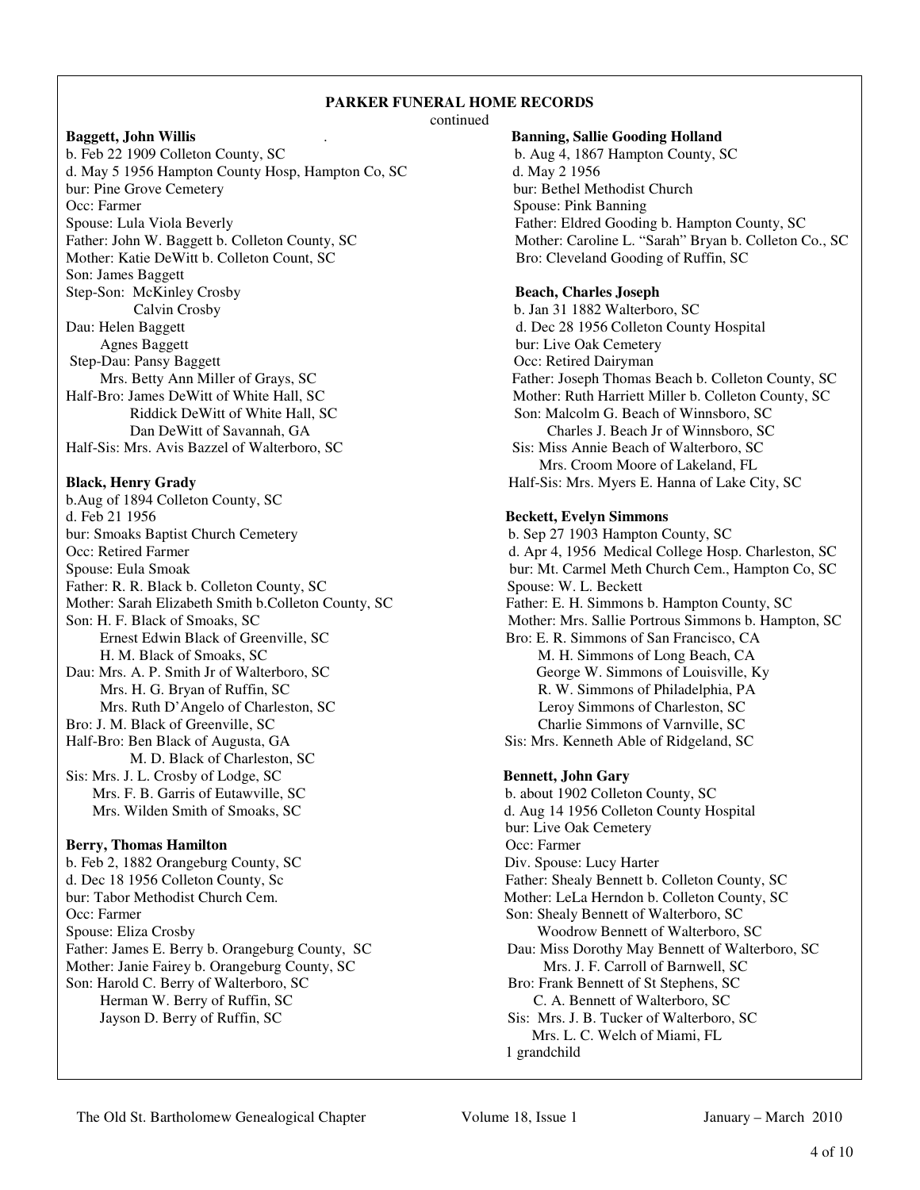## PARKER FUNERAL HOME RECORDS

continued

**Baggett, John Willis**
b. Feb 22 1909 Colleton County, SC
d. May 5 1956 Hampton County Hosp, Hampton Co, SC
bur: Pine Grove Cemetery
Occ: Farmer
Spouse: Lula Viola Beverly
Father: John W. Baggett b. Colleton County, SC
Mother: Katie DeWitt b. Colleton Count, SC
Son: James Baggett
Step-Son: McKinley Crosby
Calvin Crosby
Dau: Helen Baggett
Agnes Baggett
Step-Dau: Pansy Baggett
Mrs. Betty Ann Miller of Grays, SC
Half-Bro: James DeWitt of White Hall, SC
Riddick DeWitt of White Hall, SC
Dan DeWitt of Savannah, GA
Half-Sis: Mrs. Avis Bazzel of Walterboro, SC

**Black, Henry Grady**
b.Aug of 1894 Colleton County, SC
d. Feb 21 1956
bur: Smoaks Baptist Church Cemetery
Occ: Retired Farmer
Spouse: Eula Smoak
Father: R. R. Black b. Colleton County, SC
Mother: Sarah Elizabeth Smith b.Colleton County, SC
Son: H. F. Black of Smoaks, SC
Ernest Edwin Black of Greenville, SC
H. M. Black of Smoaks, SC
Dau: Mrs. A. P. Smith Jr of Walterboro, SC
Mrs. H. G. Bryan of Ruffin, SC
Mrs. Ruth D'Angelo of Charleston, SC
Bro: J. M. Black of Greenville, SC
Half-Bro: Ben Black of Augusta, GA
M. D. Black of Charleston, SC
Sis: Mrs. J. L. Crosby of Lodge, SC
Mrs. F. B. Garris of Eutawville, SC
Mrs. Wilden Smith of Smoaks, SC

**Berry, Thomas Hamilton**
b. Feb 2, 1882 Orangeburg County, SC
d. Dec 18 1956 Colleton County, Sc
bur: Tabor Methodist Church Cem.
Occ: Farmer
Spouse: Eliza Crosby
Father: James E. Berry b. Orangeburg County, SC
Mother: Janie Fairey b. Orangeburg County, SC
Son: Harold C. Berry of Walterboro, SC
Herman W. Berry of Ruffin, SC
Jayson D. Berry of Ruffin, SC

**Banning, Sallie Gooding Holland**
b. Aug 4, 1867 Hampton County, SC
d. May 2 1956
bur: Bethel Methodist Church
Spouse: Pink Banning
Father: Eldred Gooding b. Hampton County, SC
Mother: Caroline L. "Sarah" Bryan b. Colleton Co., SC
Bro: Cleveland Gooding of Ruffin, SC

**Beach, Charles Joseph**
b. Jan 31 1882 Walterboro, SC
d. Dec 28 1956 Colleton County Hospital
bur: Live Oak Cemetery
Occ: Retired Dairyman
Father: Joseph Thomas Beach b. Colleton County, SC
Mother: Ruth Harriett Miller b. Colleton County, SC
Son: Malcolm G. Beach of Winnsboro, SC
Charles J. Beach Jr of Winnsboro, SC
Sis: Miss Annie Beach of Walterboro, SC
Mrs. Croom Moore of Lakeland, FL
Half-Sis: Mrs. Myers E. Hanna of Lake City, SC

**Beckett, Evelyn Simmons**
b. Sep 27 1903 Hampton County, SC
d. Apr 4, 1956 Medical College Hosp. Charleston, SC
bur: Mt. Carmel Meth Church Cem., Hampton Co, SC
Spouse: W. L. Beckett
Father: E. H. Simmons b. Hampton County, SC
Mother: Mrs. Sallie Portrous Simmons b. Hampton, SC
Bro: E. R. Simmons of San Francisco, CA
M. H. Simmons of Long Beach, CA
George W. Simmons of Louisville, Ky
R. W. Simmons of Philadelphia, PA
Leroy Simmons of Charleston, SC
Charlie Simmons of Varnville, SC
Sis: Mrs. Kenneth Able of Ridgeland, SC

**Bennett, John Gary**
b. about 1902 Colleton County, SC
d. Aug 14 1956 Colleton County Hospital
bur: Live Oak Cemetery
Occ: Farmer
Div. Spouse: Lucy Harter
Father: Shealy Bennett b. Colleton County, SC
Mother: LeLa Herndon b. Colleton County, SC
Son: Shealy Bennett of Walterboro, SC
Woodrow Bennett of Walterboro, SC
Dau: Miss Dorothy May Bennett of Walterboro, SC
Mrs. J. F. Carroll of Barnwell, SC
Bro: Frank Bennett of St Stephens, SC
C. A. Bennett of Walterboro, SC
Sis: Mrs. J. B. Tucker of Walterboro, SC
Mrs. L. C. Welch of Miami, FL
1 grandchild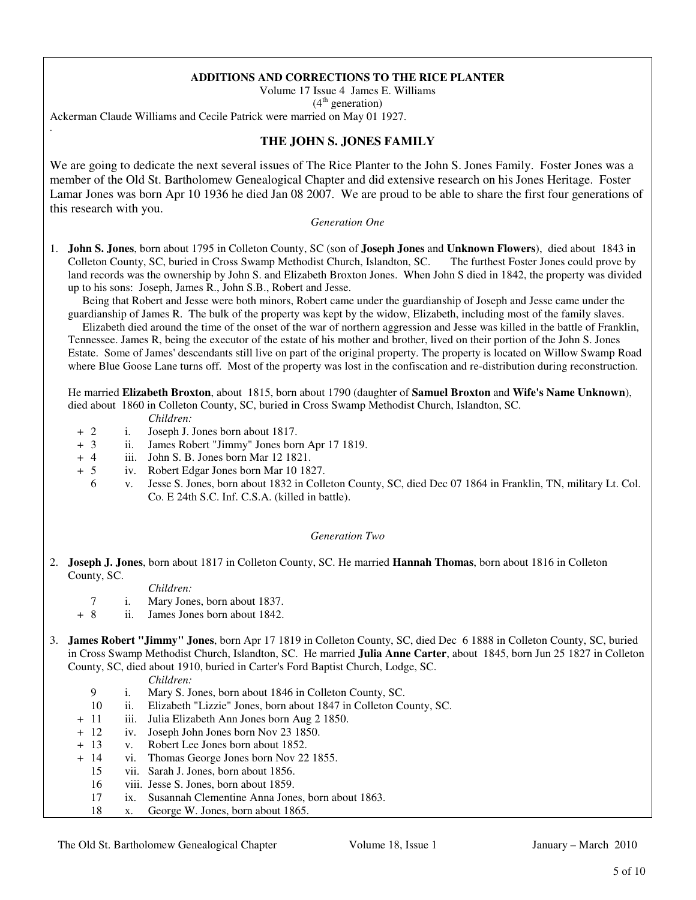**ADDITIONS AND CORRECTIONS TO THE RICE PLANTER**

Volume 17 Issue 4 James E. Williams

(4th generation)

Ackerman Claude Williams and Cecile Patrick were married on May 01 1927.

## THE JOHN S. JONES FAMILY

We are going to dedicate the next several issues of The Rice Planter to the John S. Jones Family. Foster Jones was a member of the Old St. Bartholomew Genealogical Chapter and did extensive research on his Jones Heritage. Foster Lamar Jones was born Apr 10 1936 he died Jan 08 2007. We are proud to be able to share the first four generations of this research with you.

*Generation One*

1. **John S. Jones**, born about 1795 in Colleton County, SC (son of **Joseph Jones** and **Unknown Flowers**), died about 1843 in Colleton County, SC, buried in Cross Swamp Methodist Church, Islandton, SC. The furthest Foster Jones could prove by land records was the ownership by John S. and Elizabeth Broxton Jones. When John S died in 1842, the property was divided up to his sons: Joseph, James R., John S.B., Robert and Jesse.

   Being that Robert and Jesse were both minors, Robert came under the guardianship of Joseph and Jesse came under the guardianship of James R. The bulk of the property was kept by the widow, Elizabeth, including most of the family slaves.

   Elizabeth died around the time of the onset of the war of northern aggression and Jesse was killed in the battle of Franklin, Tennessee. James R, being the executor of the estate of his mother and brother, lived on their portion of the John S. Jones Estate. Some of James' descendants still live on part of the original property. The property is located on Willow Swamp Road where Blue Goose Lane turns off. Most of the property was lost in the confiscation and re-distribution during reconstruction.

   He married **Elizabeth Broxton**, about 1815, born about 1790 (daughter of **Samuel Broxton** and **Wife's Name Unknown**), died about 1860 in Colleton County, SC, buried in Cross Swamp Methodist Church, Islandton, SC.

   *Children:*

   - \+ 2 i. Joseph J. Jones born about 1817.
   - \+ 3 ii. James Robert "Jimmy" Jones born Apr 17 1819.
   - \+ 4 iii. John S. B. Jones born Mar 12 1821.
   - \+ 5 iv. Robert Edgar Jones born Mar 10 1827.
   - 6 v. Jesse S. Jones, born about 1832 in Colleton County, SC, died Dec 07 1864 in Franklin, TN, military Lt. Col. Co. E 24th S.C. Inf. C.S.A. (killed in battle).

*Generation Two*

2. **Joseph J. Jones**, born about 1817 in Colleton County, SC. He married **Hannah Thomas**, born about 1816 in Colleton County, SC.

   *Children:*

   - 7 i. Mary Jones, born about 1837.
   - \+ 8 ii. James Jones born about 1842.

3. **James Robert "Jimmy" Jones**, born Apr 17 1819 in Colleton County, SC, died Dec 6 1888 in Colleton County, SC, buried in Cross Swamp Methodist Church, Islandton, SC. He married **Julia Anne Carter**, about 1845, born Jun 25 1827 in Colleton County, SC, died about 1910, buried in Carter's Ford Baptist Church, Lodge, SC.

   *Children:*

   - 9 i. Mary S. Jones, born about 1846 in Colleton County, SC.
   - 10 ii. Elizabeth "Lizzie" Jones, born about 1847 in Colleton County, SC.
   - \+ 11 iii. Julia Elizabeth Ann Jones born Aug 2 1850.
   - \+ 12 iv. Joseph John Jones born Nov 23 1850.
   - \+ 13 v. Robert Lee Jones born about 1852.
   - \+ 14 vi. Thomas George Jones born Nov 22 1855.
   - 15 vii. Sarah J. Jones, born about 1856.
   - 16 viii. Jesse S. Jones, born about 1859.
   - 17 ix. Susannah Clementine Anna Jones, born about 1863.
   - 18 x. George W. Jones, born about 1865.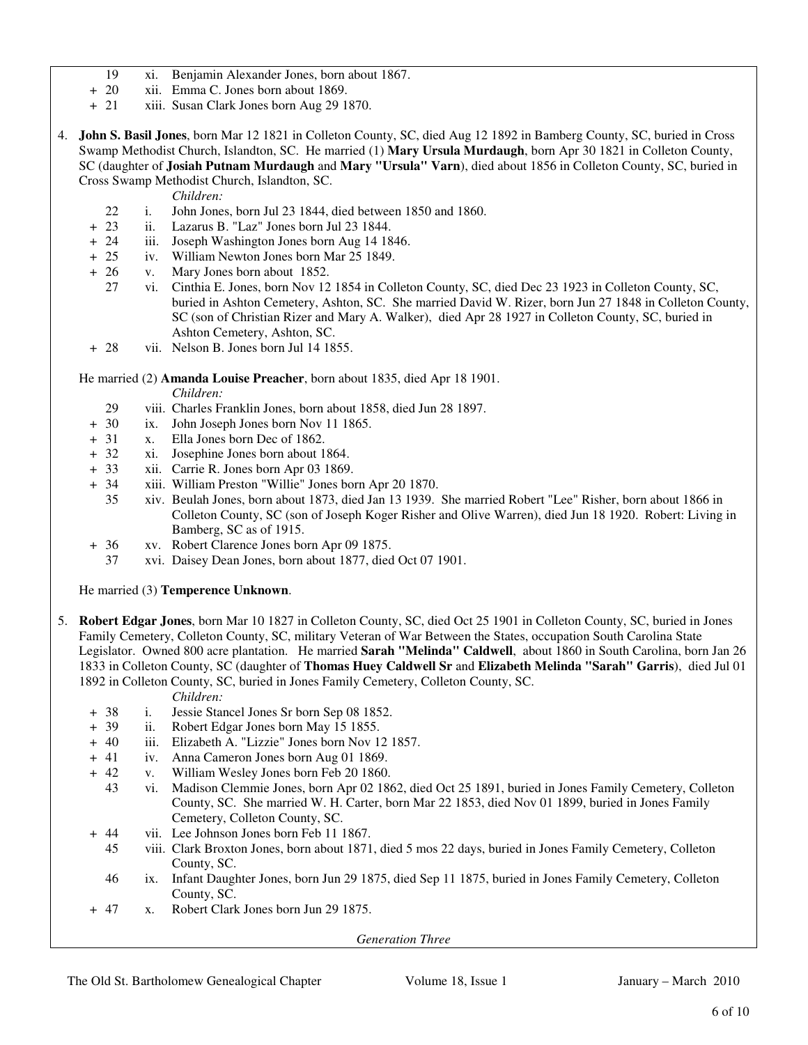19 xi. Benjamin Alexander Jones, born about 1867.
+ 20 xii. Emma C. Jones born about 1869.
+ 21 xiii. Susan Clark Jones born Aug 29 1870.

4. **John S. Basil Jones**, born Mar 12 1821 in Colleton County, SC, died Aug 12 1892 in Bamberg County, SC, buried in Cross Swamp Methodist Church, Islandton, SC. He married (1) **Mary Ursula Murdaugh**, born Apr 30 1821 in Colleton County, SC (daughter of **Josiah Putnam Murdaugh** and **Mary "Ursula" Varn**), died about 1856 in Colleton County, SC, buried in Cross Swamp Methodist Church, Islandton, SC.

*Children:*

22 i. John Jones, born Jul 23 1844, died between 1850 and 1860.
+ 23 ii. Lazarus B. "Laz" Jones born Jul 23 1844.
+ 24 iii. Joseph Washington Jones born Aug 14 1846.
+ 25 iv. William Newton Jones born Mar 25 1849.
+ 26 v. Mary Jones born about 1852.
27 vi. Cinthia E. Jones, born Nov 12 1854 in Colleton County, SC, died Dec 23 1923 in Colleton County, SC, buried in Ashton Cemetery, Ashton, SC. She married David W. Rizer, born Jun 27 1848 in Colleton County, SC (son of Christian Rizer and Mary A. Walker), died Apr 28 1927 in Colleton County, SC, buried in Ashton Cemetery, Ashton, SC.
+ 28 vii. Nelson B. Jones born Jul 14 1855.

He married (2) **Amanda Louise Preacher**, born about 1835, died Apr 18 1901.

*Children:*

29 viii. Charles Franklin Jones, born about 1858, died Jun 28 1897.
+ 30 ix. John Joseph Jones born Nov 11 1865.
+ 31 x. Ella Jones born Dec of 1862.
+ 32 xi. Josephine Jones born about 1864.
+ 33 xii. Carrie R. Jones born Apr 03 1869.
+ 34 xiii. William Preston "Willie" Jones born Apr 20 1870.
35 xiv. Beulah Jones, born about 1873, died Jan 13 1939. She married Robert "Lee" Risher, born about 1866 in Colleton County, SC (son of Joseph Koger Risher and Olive Warren), died Jun 18 1920. Robert: Living in Bamberg, SC as of 1915.
+ 36 xv. Robert Clarence Jones born Apr 09 1875.
37 xvi. Daisey Dean Jones, born about 1877, died Oct 07 1901.

He married (3) **Temperence Unknown**.

5. **Robert Edgar Jones**, born Mar 10 1827 in Colleton County, SC, died Oct 25 1901 in Colleton County, SC, buried in Jones Family Cemetery, Colleton County, SC, military Veteran of War Between the States, occupation South Carolina State Legislator. Owned 800 acre plantation. He married **Sarah "Melinda" Caldwell**, about 1860 in South Carolina, born Jan 26 1833 in Colleton County, SC (daughter of **Thomas Huey Caldwell Sr** and **Elizabeth Melinda "Sarah" Garris**), died Jul 01 1892 in Colleton County, SC, buried in Jones Family Cemetery, Colleton County, SC.

*Children:*

+ 38 i. Jessie Stancel Jones Sr born Sep 08 1852.
+ 39 ii. Robert Edgar Jones born May 15 1855.
+ 40 iii. Elizabeth A. "Lizzie" Jones born Nov 12 1857.
+ 41 iv. Anna Cameron Jones born Aug 01 1869.
+ 42 v. William Wesley Jones born Feb 20 1860.
43 vi. Madison Clemmie Jones, born Apr 02 1862, died Oct 25 1891, buried in Jones Family Cemetery, Colleton County, SC. She married W. H. Carter, born Mar 22 1853, died Nov 01 1899, buried in Jones Family Cemetery, Colleton County, SC.
+ 44 vii. Lee Johnson Jones born Feb 11 1867.
45 viii. Clark Broxton Jones, born about 1871, died 5 mos 22 days, buried in Jones Family Cemetery, Colleton County, SC.
46 ix. Infant Daughter Jones, born Jun 29 1875, died Sep 11 1875, buried in Jones Family Cemetery, Colleton County, SC.
+ 47 x. Robert Clark Jones born Jun 29 1875.

*Generation Three*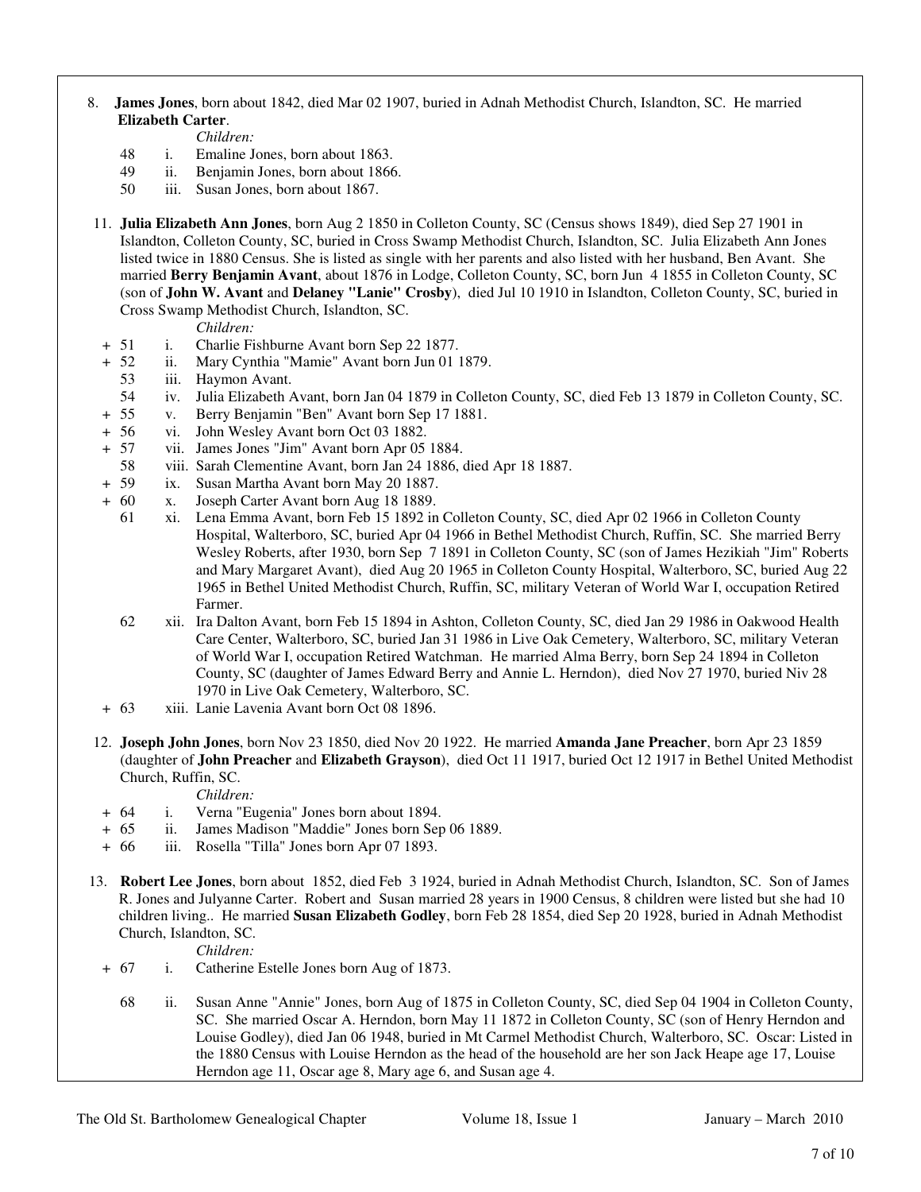8. **James Jones**, born about 1842, died Mar 02 1907, buried in Adnah Methodist Church, Islandton, SC. He married **Elizabeth Carter**.

*Children:*

- 48 i. Emaline Jones, born about 1863.
- 49 ii. Benjamin Jones, born about 1866.
- 50 iii. Susan Jones, born about 1867.

11. **Julia Elizabeth Ann Jones**, born Aug 2 1850 in Colleton County, SC (Census shows 1849), died Sep 27 1901 in Islandton, Colleton County, SC, buried in Cross Swamp Methodist Church, Islandton, SC. Julia Elizabeth Ann Jones listed twice in 1880 Census. She is listed as single with her parents and also listed with her husband, Ben Avant. She married **Berry Benjamin Avant**, about 1876 in Lodge, Colleton County, SC, born Jun 4 1855 in Colleton County, SC (son of **John W. Avant** and **Delaney "Lanie" Crosby**), died Jul 10 1910 in Islandton, Colleton County, SC, buried in Cross Swamp Methodist Church, Islandton, SC.

*Children:*

- \+ 51 i. Charlie Fishburne Avant born Sep 22 1877.
- \+ 52 ii. Mary Cynthia "Mamie" Avant born Jun 01 1879.
- 53 iii. Haymon Avant.
- 54 iv. Julia Elizabeth Avant, born Jan 04 1879 in Colleton County, SC, died Feb 13 1879 in Colleton County, SC.
- \+ 55 v. Berry Benjamin "Ben" Avant born Sep 17 1881.
- \+ 56 vi. John Wesley Avant born Oct 03 1882.
- \+ 57 vii. James Jones "Jim" Avant born Apr 05 1884.
- 58 viii. Sarah Clementine Avant, born Jan 24 1886, died Apr 18 1887.
- \+ 59 ix. Susan Martha Avant born May 20 1887.
- \+ 60 x. Joseph Carter Avant born Aug 18 1889.
- 61 xi. Lena Emma Avant, born Feb 15 1892 in Colleton County, SC, died Apr 02 1966 in Colleton County Hospital, Walterboro, SC, buried Apr 04 1966 in Bethel Methodist Church, Ruffin, SC. She married Berry Wesley Roberts, after 1930, born Sep 7 1891 in Colleton County, SC (son of James Hezikiah "Jim" Roberts and Mary Margaret Avant), died Aug 20 1965 in Colleton County Hospital, Walterboro, SC, buried Aug 22 1965 in Bethel United Methodist Church, Ruffin, SC, military Veteran of World War I, occupation Retired Farmer.
- 62 xii. Ira Dalton Avant, born Feb 15 1894 in Ashton, Colleton County, SC, died Jan 29 1986 in Oakwood Health Care Center, Walterboro, SC, buried Jan 31 1986 in Live Oak Cemetery, Walterboro, SC, military Veteran of World War I, occupation Retired Watchman. He married Alma Berry, born Sep 24 1894 in Colleton County, SC (daughter of James Edward Berry and Annie L. Herndon), died Nov 27 1970, buried Niv 28 1970 in Live Oak Cemetery, Walterboro, SC.
- \+ 63 xiii. Lanie Lavenia Avant born Oct 08 1896.

12. **Joseph John Jones**, born Nov 23 1850, died Nov 20 1922. He married **Amanda Jane Preacher**, born Apr 23 1859 (daughter of **John Preacher** and **Elizabeth Grayson**), died Oct 11 1917, buried Oct 12 1917 in Bethel United Methodist Church, Ruffin, SC.

*Children:*

- \+ 64 i. Verna "Eugenia" Jones born about 1894.
- \+ 65 ii. James Madison "Maddie" Jones born Sep 06 1889.
- \+ 66 iii. Rosella "Tilla" Jones born Apr 07 1893.

13. **Robert Lee Jones**, born about 1852, died Feb 3 1924, buried in Adnah Methodist Church, Islandton, SC. Son of James R. Jones and Julyanne Carter. Robert and Susan married 28 years in 1900 Census, 8 children were listed but she had 10 children living.. He married **Susan Elizabeth Godley**, born Feb 28 1854, died Sep 20 1928, buried in Adnah Methodist Church, Islandton, SC.

*Children:*

- \+ 67 i. Catherine Estelle Jones born Aug of 1873.
- 68 ii. Susan Anne "Annie" Jones, born Aug of 1875 in Colleton County, SC, died Sep 04 1904 in Colleton County, SC. She married Oscar A. Herndon, born May 11 1872 in Colleton County, SC (son of Henry Herndon and Louise Godley), died Jan 06 1948, buried in Mt Carmel Methodist Church, Walterboro, SC. Oscar: Listed in the 1880 Census with Louise Herndon as the head of the household are her son Jack Heape age 17, Louise Herndon age 11, Oscar age 8, Mary age 6, and Susan age 4.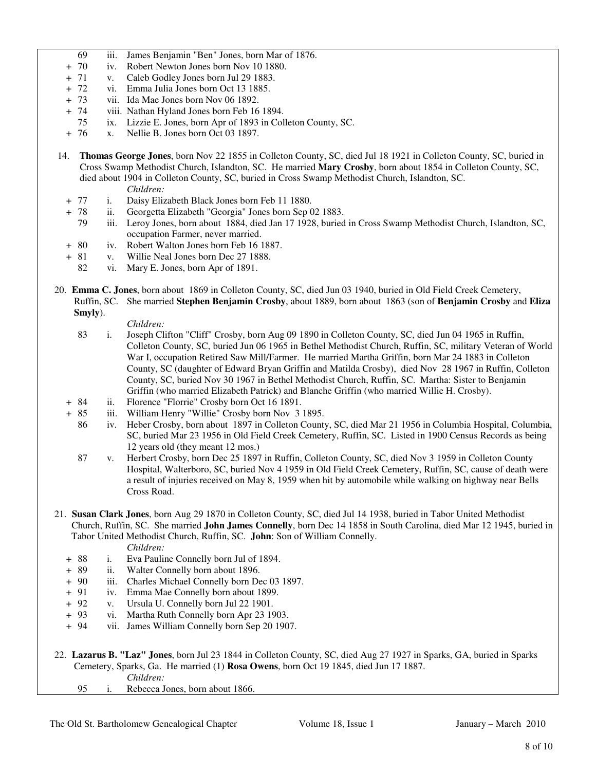69 iii. James Benjamin "Ben" Jones, born Mar of 1876.
+ 70 iv. Robert Newton Jones born Nov 10 1880.
+ 71 v. Caleb Godley Jones born Jul 29 1883.
+ 72 vi. Emma Julia Jones born Oct 13 1885.
+ 73 vii. Ida Mae Jones born Nov 06 1892.
+ 74 viii. Nathan Hyland Jones born Feb 16 1894.
75 ix. Lizzie E. Jones, born Apr of 1893 in Colleton County, SC.
+ 76 x. Nellie B. Jones born Oct 03 1897.

14. **Thomas George Jones**, born Nov 22 1855 in Colleton County, SC, died Jul 18 1921 in Colleton County, SC, buried in Cross Swamp Methodist Church, Islandton, SC. He married **Mary Crosby**, born about 1854 in Colleton County, SC, died about 1904 in Colleton County, SC, buried in Cross Swamp Methodist Church, Islandton, SC.

*Children:*

+ 77 i. Daisy Elizabeth Black Jones born Feb 11 1880.
+ 78 ii. Georgetta Elizabeth "Georgia" Jones born Sep 02 1883.
79 iii. Leroy Jones, born about 1884, died Jan 17 1928, buried in Cross Swamp Methodist Church, Islandton, SC, occupation Farmer, never married.
+ 80 iv. Robert Walton Jones born Feb 16 1887.
+ 81 v. Willie Neal Jones born Dec 27 1888.
82 vi. Mary E. Jones, born Apr of 1891.

20. **Emma C. Jones**, born about 1869 in Colleton County, SC, died Jun 03 1940, buried in Old Field Creek Cemetery, Ruffin, SC. She married **Stephen Benjamin Crosby**, about 1889, born about 1863 (son of **Benjamin Crosby** and **Eliza Smyly**).

*Children:*

83 i. Joseph Clifton "Cliff" Crosby, born Aug 09 1890 in Colleton County, SC, died Jun 04 1965 in Ruffin, Colleton County, SC, buried Jun 06 1965 in Bethel Methodist Church, Ruffin, SC, military Veteran of World War I, occupation Retired Saw Mill/Farmer. He married Martha Griffin, born Mar 24 1883 in Colleton County, SC (daughter of Edward Bryan Griffin and Matilda Crosby), died Nov 28 1967 in Ruffin, Colleton County, SC, buried Nov 30 1967 in Bethel Methodist Church, Ruffin, SC. Martha: Sister to Benjamin Griffin (who married Elizabeth Patrick) and Blanche Griffin (who married Willie H. Crosby).
+ 84 ii. Florence "Florrie" Crosby born Oct 16 1891.
+ 85 iii. William Henry "Willie" Crosby born Nov 3 1895.
86 iv. Heber Crosby, born about 1897 in Colleton County, SC, died Mar 21 1956 in Columbia Hospital, Columbia, SC, buried Mar 23 1956 in Old Field Creek Cemetery, Ruffin, SC. Listed in 1900 Census Records as being 12 years old (they meant 12 mos.)
87 v. Herbert Crosby, born Dec 25 1897 in Ruffin, Colleton County, SC, died Nov 3 1959 in Colleton County Hospital, Walterboro, SC, buried Nov 4 1959 in Old Field Creek Cemetery, Ruffin, SC, cause of death were a result of injuries received on May 8, 1959 when hit by automobile while walking on highway near Bells Cross Road.

21. **Susan Clark Jones**, born Aug 29 1870 in Colleton County, SC, died Jul 14 1938, buried in Tabor United Methodist Church, Ruffin, SC. She married **John James Connelly**, born Dec 14 1858 in South Carolina, died Mar 12 1945, buried in Tabor United Methodist Church, Ruffin, SC. **John**: Son of William Connelly.

*Children:*

+ 88 i. Eva Pauline Connelly born Jul of 1894.
+ 89 ii. Walter Connelly born about 1896.
+ 90 iii. Charles Michael Connelly born Dec 03 1897.
+ 91 iv. Emma Mae Connelly born about 1899.
+ 92 v. Ursula U. Connelly born Jul 22 1901.
+ 93 vi. Martha Ruth Connelly born Apr 23 1903.
+ 94 vii. James William Connelly born Sep 20 1907.

22. **Lazarus B. "Laz" Jones**, born Jul 23 1844 in Colleton County, SC, died Aug 27 1927 in Sparks, GA, buried in Sparks Cemetery, Sparks, Ga. He married (1) **Rosa Owens**, born Oct 19 1845, died Jun 17 1887.

*Children:*

95 i. Rebecca Jones, born about 1866.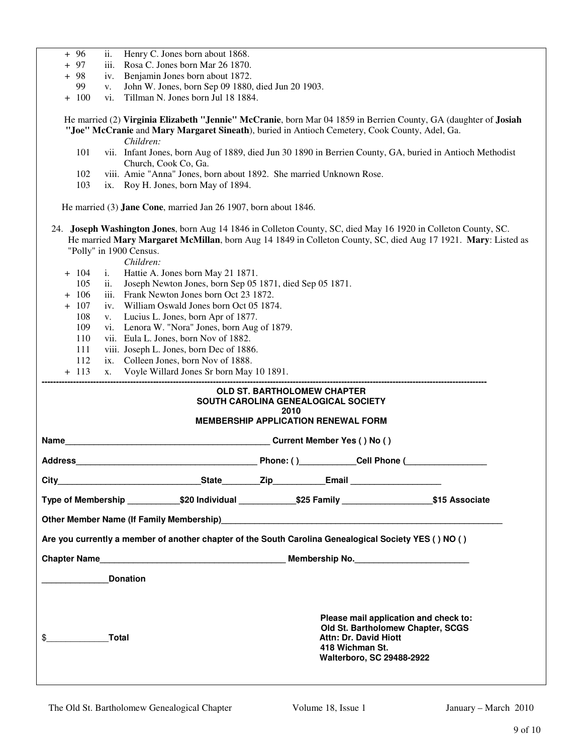+ 96 ii. Henry C. Jones born about 1868.
+ 97 iii. Rosa C. Jones born Mar 26 1870.
+ 98 iv. Benjamin Jones born about 1872.
99 v. John W. Jones, born Sep 09 1880, died Jun 20 1903.
+ 100 vi. Tillman N. Jones born Jul 18 1884.

He married (2) **Virginia Elizabeth "Jennie" McCranie**, born Mar 04 1859 in Berrien County, GA (daughter of **Josiah "Joe" McCranie** and **Mary Margaret Sineath**), buried in Antioch Cemetery, Cook County, Adel, Ga.

*Children:*

101 vii. Infant Jones, born Aug of 1889, died Jun 30 1890 in Berrien County, GA, buried in Antioch Methodist Church, Cook Co, Ga.
102 viii. Amie "Anna" Jones, born about 1892. She married Unknown Rose.
103 ix. Roy H. Jones, born May of 1894.

He married (3) **Jane Cone**, married Jan 26 1907, born about 1846.

24. **Joseph Washington Jones**, born Aug 14 1846 in Colleton County, SC, died May 16 1920 in Colleton County, SC. He married **Mary Margaret McMillan**, born Aug 14 1849 in Colleton County, SC, died Aug 17 1921. **Mary**: Listed as "Polly" in 1900 Census.

*Children:*

+ 104 i. Hattie A. Jones born May 21 1871.
105 ii. Joseph Newton Jones, born Sep 05 1871, died Sep 05 1871.
+ 106 iii. Frank Newton Jones born Oct 23 1872.
+ 107 iv. William Oswald Jones born Oct 05 1874.
108 v. Lucius L. Jones, born Apr of 1877.
109 vi. Lenora W. "Nora" Jones, born Aug of 1879.
110 vii. Eula L. Jones, born Nov of 1882.
111 viii. Joseph L. Jones, born Dec of 1886.
112 ix. Colleen Jones, born Nov of 1888.
+ 113 x. Voyle Willard Jones Sr born May 10 1891.

---

**OLD ST. BARTHOLOMEW CHAPTER**
**SOUTH CAROLINA GENEALOGICAL SOCIETY**
**2010**
**MEMBERSHIP APPLICATION RENEWAL FORM**

**Name**____________________________________________ **Current Member Yes ( ) No ( )**

**Address**_______________________________________ **Phone: ( )**____________**Cell Phone (**_________________

**City**______________________________**State**________**Zip**___________**Email** ___________________

**Type of Membership** ___________**$20 Individual** ____________**$25 Family** ___________________**$15 Associate**

**Other Member Name (If Family Membership)**______________________________________________________________

**Are you currently a member of another chapter of the South Carolina Genealogical Society YES ( ) NO ( )**

**Chapter Name**_______________________________________ **Membership No.**________________________

______________**Donation**

$_____________**Total**

**Please mail application and check to:**
**Old St. Bartholomew Chapter, SCGS**
**Attn: Dr. David Hiott**
**418 Wichman St.**
**Walterboro, SC 29488-2922**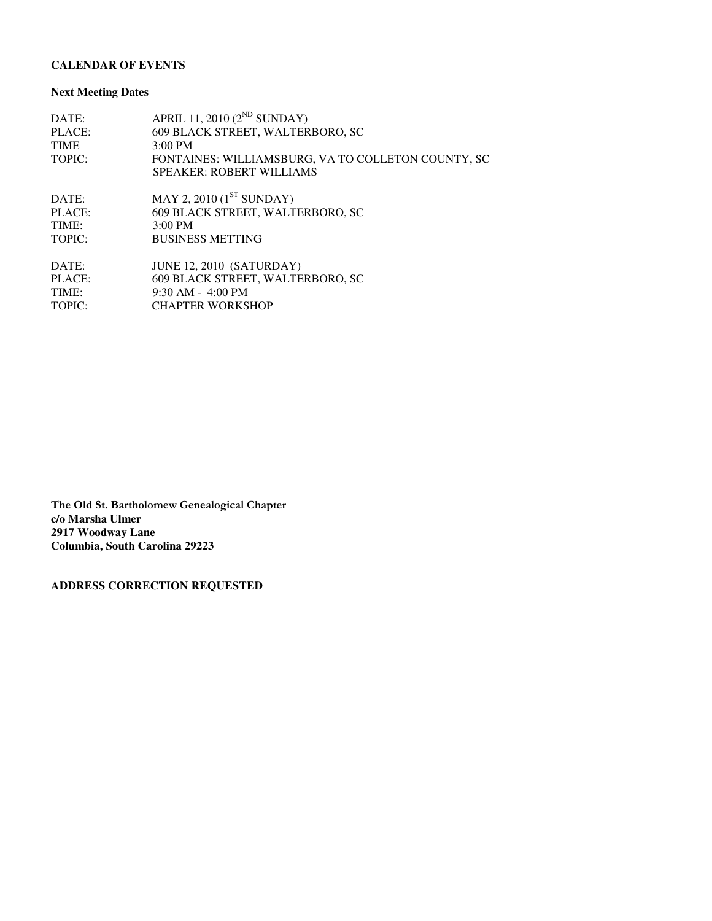**CALENDAR OF EVENTS**

**Next Meeting Dates**

| | |
|---|---|
| DATE: | APRIL 11, 2010 (2ND SUNDAY) |
| PLACE: | 609 BLACK STREET, WALTERBORO, SC |
| TIME | 3:00 PM |
| TOPIC: | FONTAINES: WILLIAMSBURG, VA TO COLLETON COUNTY, SC<br>SPEAKER: ROBERT WILLIAMS |
| DATE: | MAY 2, 2010 (1ST SUNDAY) |
| PLACE: | 609 BLACK STREET, WALTERBORO, SC |
| TIME: | 3:00 PM |
| TOPIC: | BUSINESS METTING |
| DATE: | JUNE 12, 2010 (SATURDAY) |
| PLACE: | 609 BLACK STREET, WALTERBORO, SC |
| TIME: | 9:30 AM - 4:00 PM |
| TOPIC: | CHAPTER WORKSHOP |

**The Old St. Bartholomew Genealogical Chapter**
**c/o Marsha Ulmer**
**2917 Woodway Lane**
**Columbia, South Carolina 29223**

**ADDRESS CORRECTION REQUESTED**